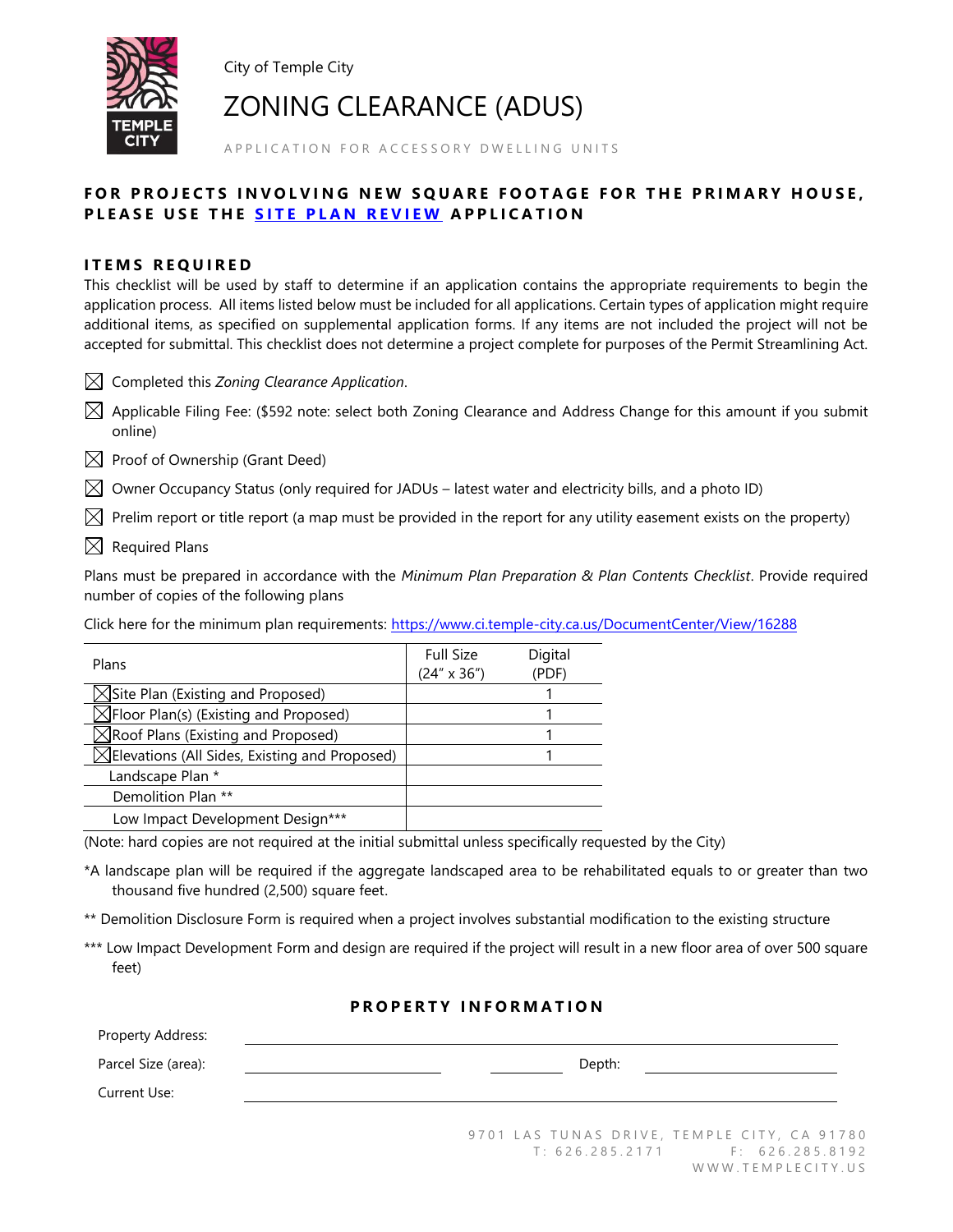City of Temple City

# ZONING CLEARANCE (ADUS)

APPLICATION FOR ACCESSORY DWELLING UNITS

**FOR PROJECTS INVOLVING NEW SQUARE FOOTAGE FOR THE PRIMARY HOUSE, PLEASE USE THE SITE PLAN REVIEW APPLICATION**

## ITEMS REQUIRED

This checklist will be used by staff to determine if an application contains the appropriate requirements to begin the application process. All items listed below must be included for all applications. Certain types of application might require additional items, as specified on supplemental application forms. If any items are not included the project will not be accepted for submittal. This checklist does not determine a project complete for purposes of the Permit Streamlining Act.

- ☒ Completed this *Zoning Clearance Application*.
- ☒ Applicable Filing Fee: ($592 note: select both Zoning Clearance and Address Change for this amount if you submit online)
- ☒ Proof of Ownership (Grant Deed)
- ☒ Owner Occupancy Status (only required for JADUs – latest water and electricity bills, and a photo ID)
- ☒ Prelim report or title report (a map must be provided in the report for any utility easement exists on the property)
- ☒ Required Plans

Plans must be prepared in accordance with the *Minimum Plan Preparation & Plan Contents Checklist*. Provide required number of copies of the following plans

Click here for the minimum plan requirements: https://www.ci.temple-city.ca.us/DocumentCenter/View/16288

| Plans | Full Size (24" x 36") | Digital (PDF) |
|---|---|---|
| ☒ Site Plan (Existing and Proposed) | | 1 |
| ☒ Floor Plan(s) (Existing and Proposed) | | 1 |
| ☒ Roof Plans (Existing and Proposed) | | 1 |
| ☒ Elevations (All Sides, Existing and Proposed) | | 1 |
| Landscape Plan * | | |
| Demolition Plan ** | | |
| Low Impact Development Design*** | | |

(Note: hard copies are not required at the initial submittal unless specifically requested by the City)

*A landscape plan will be required if the aggregate landscaped area to be rehabilitated equals to or greater than two thousand five hundred (2,500) square feet.

** Demolition Disclosure Form is required when a project involves substantial modification to the existing structure

*** Low Impact Development Form and design are required if the project will result in a new floor area of over 500 square feet)

## PROPERTY INFORMATION

Property Address: ______________________________

Parcel Size (area): ______________ ________ Depth: ______________

Current Use: ______________________________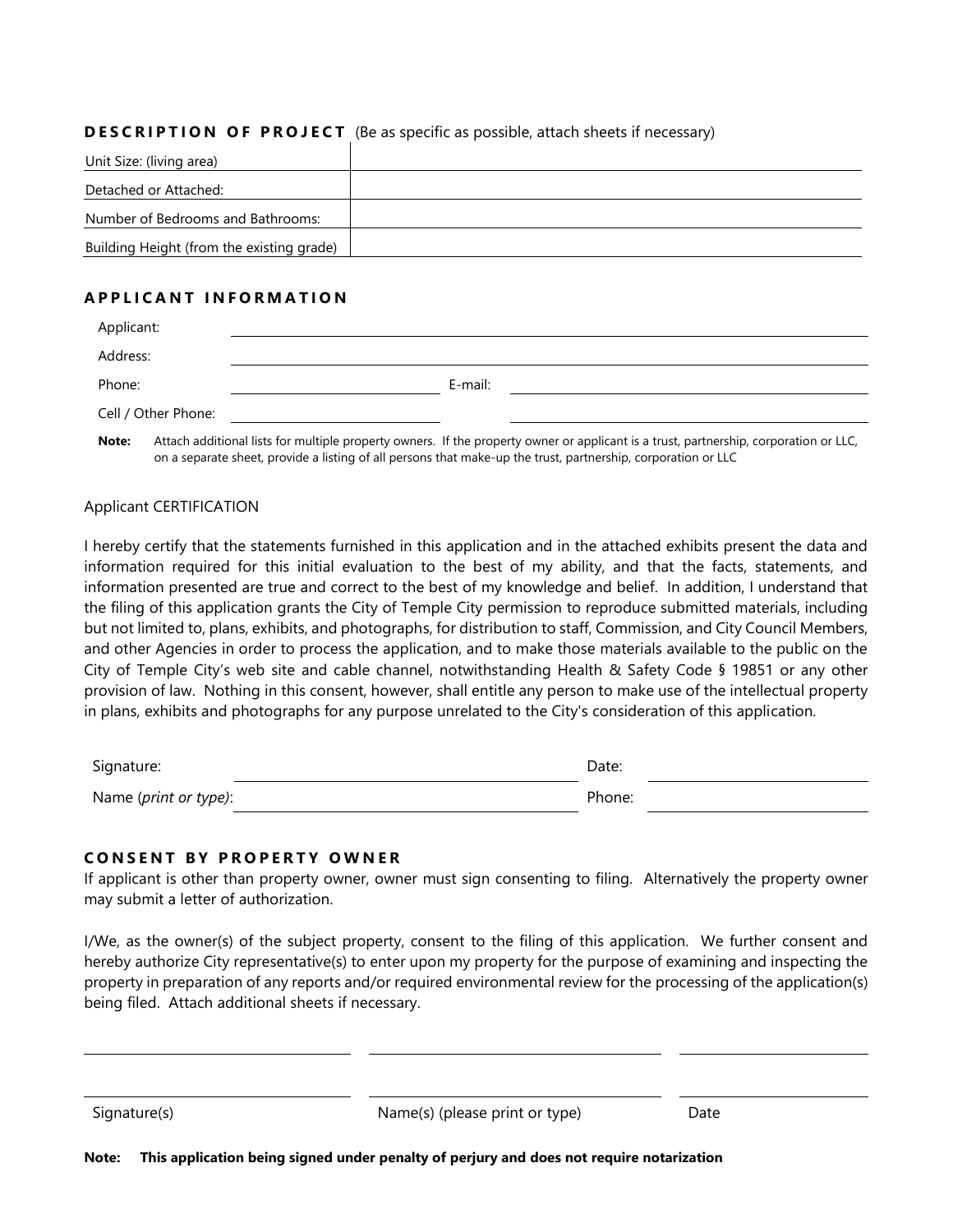## DESCRIPTION OF PROJECT (Be as specific as possible, attach sheets if necessary)

| | |
|---|---|
| Unit Size: (living area) | |
| Detached or Attached: | |
| Number of Bedrooms and Bathrooms: | |
| Building Height (from the existing grade) | |

## APPLICANT INFORMATION

Applicant: ______________________________

Address: ______________________________

Phone: ______________ E-mail: ______________

Cell / Other Phone: ______________ ______________

**Note:** Attach additional lists for multiple property owners. If the property owner or applicant is a trust, partnership, corporation or LLC, on a separate sheet, provide a listing of all persons that make-up the trust, partnership, corporation or LLC

Applicant CERTIFICATION

I hereby certify that the statements furnished in this application and in the attached exhibits present the data and information required for this initial evaluation to the best of my ability, and that the facts, statements, and information presented are true and correct to the best of my knowledge and belief. In addition, I understand that the filing of this application grants the City of Temple City permission to reproduce submitted materials, including but not limited to, plans, exhibits, and photographs, for distribution to staff, Commission, and City Council Members, and other Agencies in order to process the application, and to make those materials available to the public on the City of Temple City's web site and cable channel, notwithstanding Health & Safety Code § 19851 or any other provision of law. Nothing in this consent, however, shall entitle any person to make use of the intellectual property in plans, exhibits and photographs for any purpose unrelated to the City's consideration of this application.

Signature: ______________________________ Date: ______________

Name (*print or type*): ______________________________ Phone: ______________

## CONSENT BY PROPERTY OWNER

If applicant is other than property owner, owner must sign consenting to filing. Alternatively the property owner may submit a letter of authorization.

I/We, as the owner(s) of the subject property, consent to the filing of this application. We further consent and hereby authorize City representative(s) to enter upon my property for the purpose of examining and inspecting the property in preparation of any reports and/or required environmental review for the processing of the application(s) being filed. Attach additional sheets if necessary.

| Signature(s) | Name(s) (please print or type) | Date |
|---|---|---|
| | | |
| | | |

**Note: This application being signed under penalty of perjury and does not require notarization**